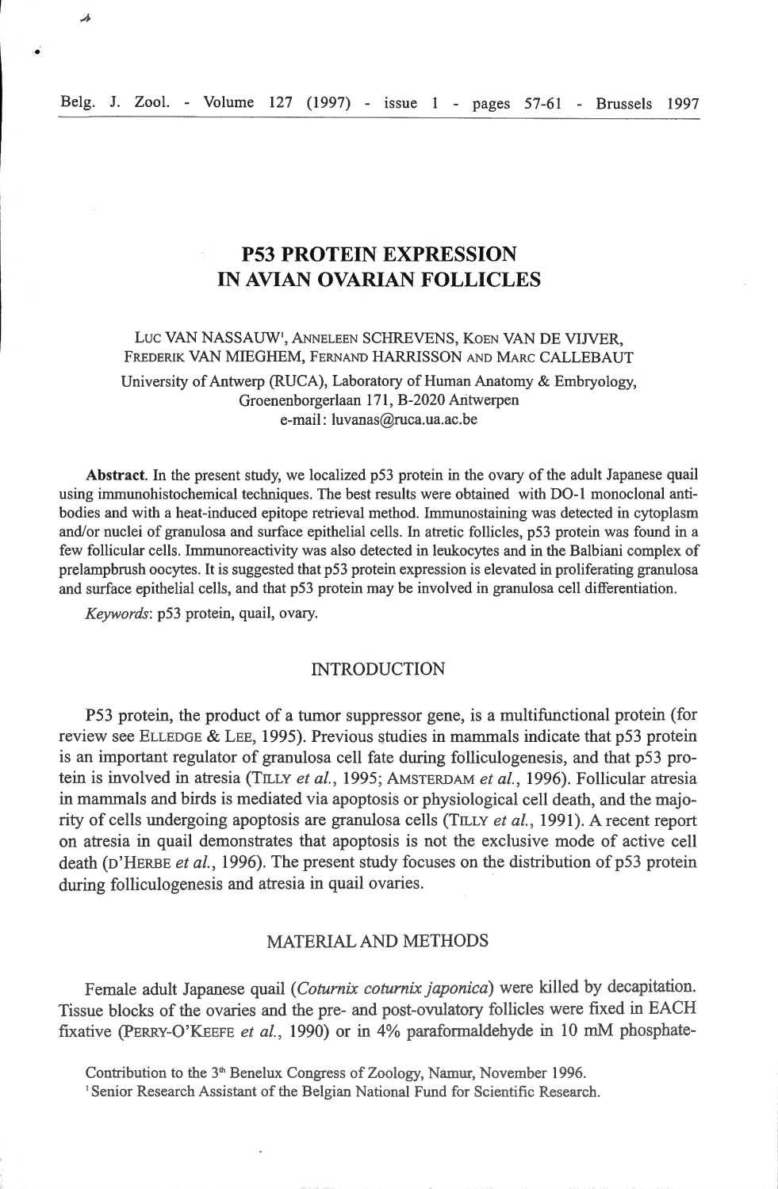# P53 PROTEIN EXPRESSION IN AVIAN OVARIAN FOLLICLES

LUC VAN NASSAUW[1], ANNELEEN SCHREVENS, KOEN VAN DE VIJVER, FREDERIK VAN MIEGHEM, FERNAND HARRISSON AND MARC CALLEBAUT

University of Antwerp (RUCA), Laboratory of Human Anatomy & Embryology, Groenenborgerlaan 171, B-2020 Antwerpen
e-mail: luvanas@ruca.ua.ac.be

**Abstract.** In the present study, we localized p53 protein in the ovary of the adult Japanese quail using immunohistochemical techniques. The best results were obtained with DO-1 monoclonal antibodies and with a heat-induced epitope retrieval method. Immunostaining was detected in cytoplasm and/or nuclei of granulosa and surface epithelial cells. In atretic follicles, p53 protein was found in a few follicular cells. Immunoreactivity was also detected in leukocytes and in the Balbiani complex of prelampbrush oocytes. It is suggested that p53 protein expression is elevated in proliferating granulosa and surface epithelial cells, and that p53 protein may be involved in granulosa cell differentiation.

*Keywords*: p53 protein, quail, ovary.

## INTRODUCTION

P53 protein, the product of a tumor suppressor gene, is a multifunctional protein (for review see ELLEDGE & LEE, 1995). Previous studies in mammals indicate that p53 protein is an important regulator of granulosa cell fate during folliculogenesis, and that p53 protein is involved in atresia (TILLY *et al.*, 1995; AMSTERDAM *et al.*, 1996). Follicular atresia in mammals and birds is mediated via apoptosis or physiological cell death, and the majority of cells undergoing apoptosis are granulosa cells (TILLY *et al.*, 1991). A recent report on atresia in quail demonstrates that apoptosis is not the exclusive mode of active cell death (D'HERBE *et al.*, 1996). The present study focuses on the distribution of p53 protein during folliculogenesis and atresia in quail ovaries.

## MATERIAL AND METHODS

Female adult Japanese quail (*Coturnix coturnix japonica*) were killed by decapitation. Tissue blocks of the ovaries and the pre- and post-ovulatory follicles were fixed in EACH fixative (PERRY-O'KEEFE *et al.*, 1990) or in 4% paraformaldehyde in 10 mM phosphate-

Contribution to the 3th Benelux Congress of Zoology, Namur, November 1996.

[1] Senior Research Assistant of the Belgian National Fund for Scientific Research.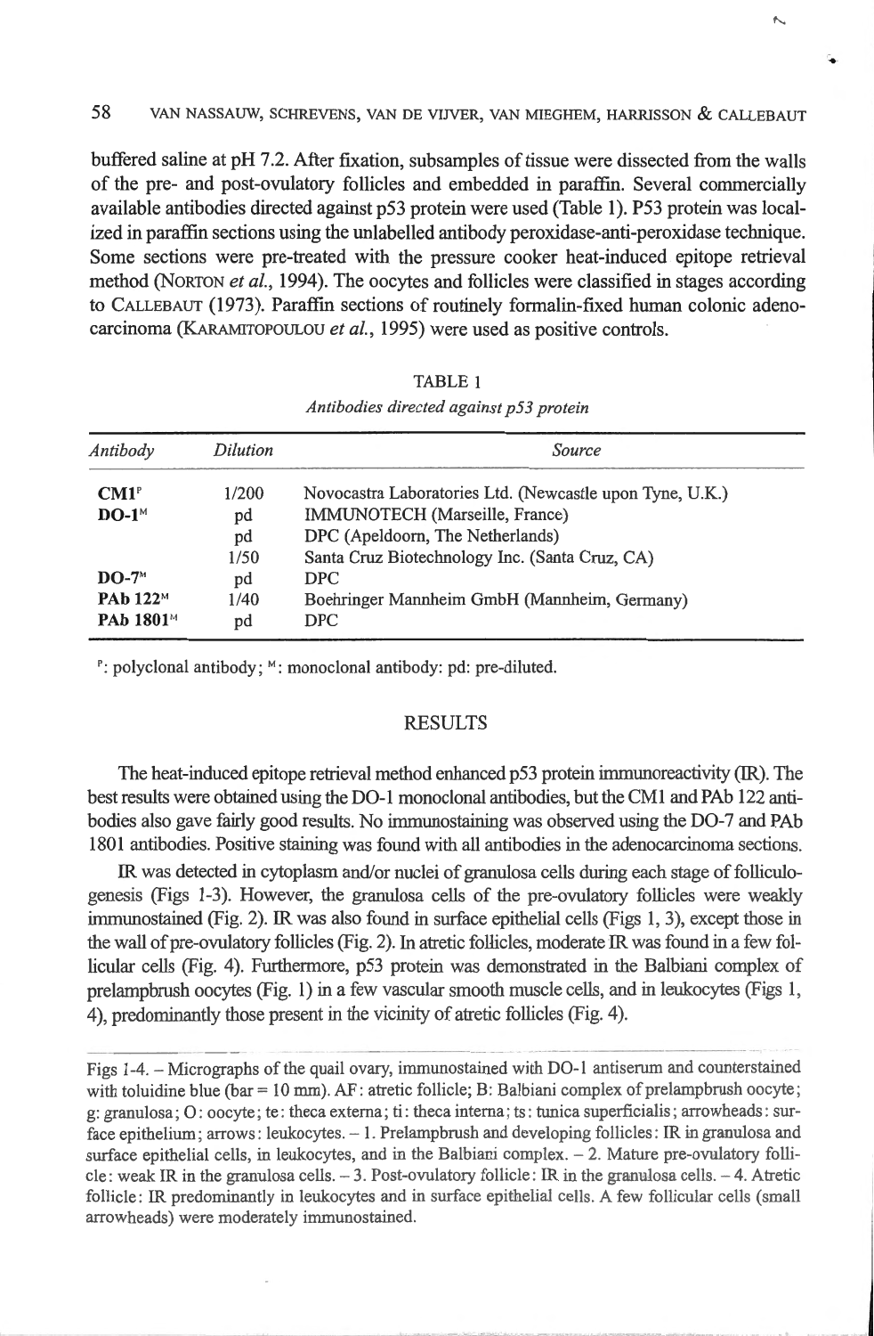buffered saline at pH 7.2. After fixation, subsamples of tissue were dissected from the walls of the pre- and post-ovulatory follicles and embedded in paraffin. Several commercially available antibodies directed against p53 protein were used (Table 1). P53 protein was localized in paraffin sections using the unlabelled antibody peroxidase-anti-peroxidase technique. Some sections were pre-treated with the pressure cooker heat-induced epitope retrieval method (NORTON *et al.*, 1994). The oocytes and follicles were classified in stages according to CALLEBAUT (1973). Paraffin sections of routinely formalin-fixed human colonic adenocarcinoma (KARAMITOPOULOU *et al.*, 1995) were used as positive controls.

TABLE 1

*Antibodies directed against p53 protein*

| *Antibody* | *Dilution* | *Source* |
|---|---|---|
| **CM1**[P] | 1/200 | Novocastra Laboratories Ltd. (Newcastle upon Tyne, U.K.) |
| **DO-1**[M] | pd | IMMUNOTECH (Marseille, France) |
| | pd | DPC (Apeldoorn, The Netherlands) |
| | 1/50 | Santa Cruz Biotechnology Inc. (Santa Cruz, CA) |
| **DO-7**[M] | pd | DPC |
| **PAb 122**[M] | 1/40 | Boehringer Mannheim GmbH (Mannheim, Germany) |
| **PAb 1801**[M] | pd | DPC |

[P]: polyclonal antibody; [M]: monoclonal antibody: pd: pre-diluted.

## RESULTS

The heat-induced epitope retrieval method enhanced p53 protein immunoreactivity (IR). The best results were obtained using the DO-1 monoclonal antibodies, but the CM1 and PAb 122 antibodies also gave fairly good results. No immunostaining was observed using the DO-7 and PAb 1801 antibodies. Positive staining was found with all antibodies in the adenocarcinoma sections.

IR was detected in cytoplasm and/or nuclei of granulosa cells during each stage of folliculogenesis (Figs 1-3). However, the granulosa cells of the pre-ovulatory follicles were weakly immunostained (Fig. 2). IR was also found in surface epithelial cells (Figs 1, 3), except those in the wall of pre-ovulatory follicles (Fig. 2). In atretic follicles, moderate IR was found in a few follicular cells (Fig. 4). Furthermore, p53 protein was demonstrated in the Balbiani complex of prelampbrush oocytes (Fig. 1) in a few vascular smooth muscle cells, and in leukocytes (Figs 1, 4), predominantly those present in the vicinity of atretic follicles (Fig. 4).

Figs 1-4. – Micrographs of the quail ovary, immunostained with DO-1 antiserum and counterstained with toluidine blue (bar = 10 mm). AF: atretic follicle; B: Balbiani complex of prelampbrush oocyte; g: granulosa; O: oocyte; te: theca externa; ti: theca interna; ts: tunica superficialis; arrowheads: surface epithelium; arrows: leukocytes. – 1. Prelampbrush and developing follicles: IR in granulosa and surface epithelial cells, in leukocytes, and in the Balbiani complex. – 2. Mature pre-ovulatory follicle: weak IR in the granulosa cells. – 3. Post-ovulatory follicle: IR in the granulosa cells. – 4. Atretic follicle: IR predominantly in leukocytes and in surface epithelial cells. A few follicular cells (small arrowheads) were moderately immunostained.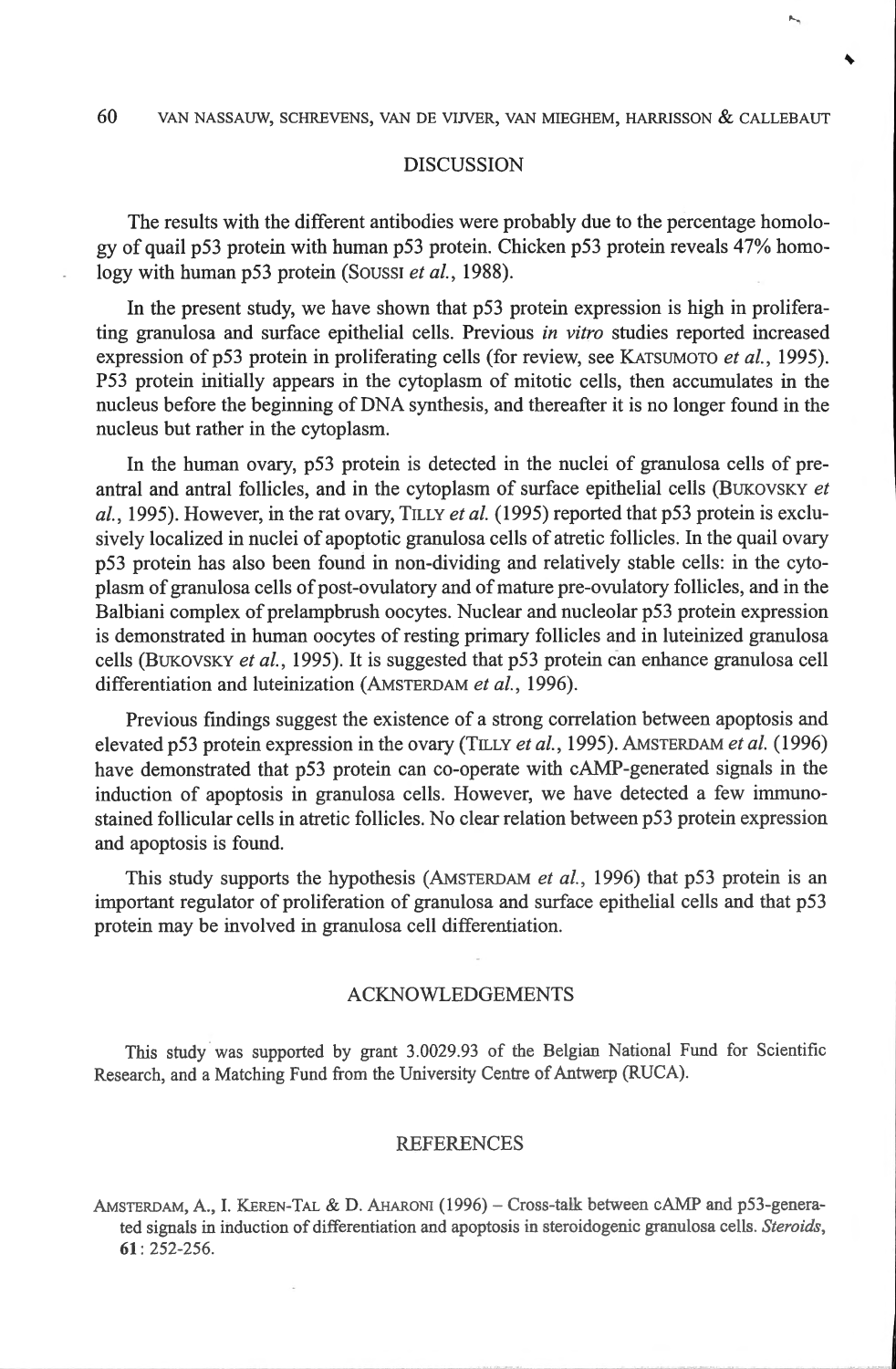## DISCUSSION

The results with the different antibodies were probably due to the percentage homology of quail p53 protein with human p53 protein. Chicken p53 protein reveals 47% homology with human p53 protein (SOUSSI *et al.*, 1988).

In the present study, we have shown that p53 protein expression is high in proliferating granulosa and surface epithelial cells. Previous *in vitro* studies reported increased expression of p53 protein in proliferating cells (for review, see KATSUMOTO *et al.*, 1995). P53 protein initially appears in the cytoplasm of mitotic cells, then accumulates in the nucleus before the beginning of DNA synthesis, and thereafter it is no longer found in the nucleus but rather in the cytoplasm.

In the human ovary, p53 protein is detected in the nuclei of granulosa cells of preantral and antral follicles, and in the cytoplasm of surface epithelial cells (BUKOVSKY *et al.*, 1995). However, in the rat ovary, TILLY *et al.* (1995) reported that p53 protein is exclusively localized in nuclei of apoptotic granulosa cells of atretic follicles. In the quail ovary p53 protein has also been found in non-dividing and relatively stable cells: in the cytoplasm of granulosa cells of post-ovulatory and of mature pre-ovulatory follicles, and in the Balbiani complex of prelampbrush oocytes. Nuclear and nucleolar p53 protein expression is demonstrated in human oocytes of resting primary follicles and in luteinized granulosa cells (BUKOVSKY *et al.*, 1995). It is suggested that p53 protein can enhance granulosa cell differentiation and luteinization (AMSTERDAM *et al.*, 1996).

Previous findings suggest the existence of a strong correlation between apoptosis and elevated p53 protein expression in the ovary (TILLY *et al.*, 1995). AMSTERDAM *et al.* (1996) have demonstrated that p53 protein can co-operate with cAMP-generated signals in the induction of apoptosis in granulosa cells. However, we have detected a few immunostained follicular cells in atretic follicles. No clear relation between p53 protein expression and apoptosis is found.

This study supports the hypothesis (AMSTERDAM *et al.*, 1996) that p53 protein is an important regulator of proliferation of granulosa and surface epithelial cells and that p53 protein may be involved in granulosa cell differentiation.

## ACKNOWLEDGEMENTS

This study was supported by grant 3.0029.93 of the Belgian National Fund for Scientific Research, and a Matching Fund from the University Centre of Antwerp (RUCA).

## REFERENCES

AMSTERDAM, A., I. KEREN-TAL & D. AHARONI (1996) – Cross-talk between cAMP and p53-generated signals in induction of differentiation and apoptosis in steroidogenic granulosa cells. *Steroids*, **61**: 252-256.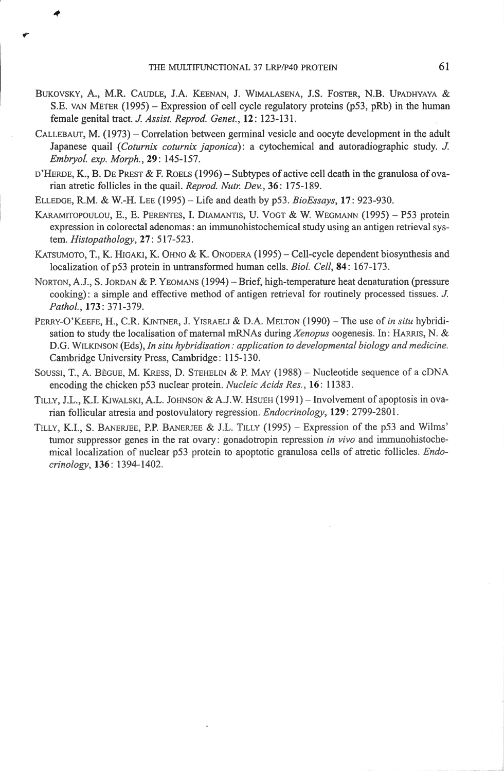Bukovsky, A., M.R. Caudle, J.A. Keenan, J. Wimalasena, J.S. Foster, N.B. Upadhyaya & S.E. van Meter (1995) – Expression of cell cycle regulatory proteins (p53, pRb) in the human female genital tract. *J. Assist. Reprod. Genet.*, **12**: 123-131.

Callebaut, M. (1973) – Correlation between germinal vesicle and oocyte development in the adult Japanese quail (*Coturnix coturnix japonica*): a cytochemical and autoradiographic study. *J. Embryol. exp. Morph.*, **29**: 145-157.

d'Herde, K., B. De Prest & F. Roels (1996) – Subtypes of active cell death in the granulosa of ovarian atretic follicles in the quail. *Reprod. Nutr. Dev.*, **36**: 175-189.

Elledge, R.M. & W.-H. Lee (1995) – Life and death by p53. *BioEssays*, **17**: 923-930.

Karamitopoulou, E., E. Perentes, I. Diamantis, U. Vogt & W. Wegmann (1995) – P53 protein expression in colorectal adenomas: an immunohistochemical study using an antigen retrieval system. *Histopathology*, **27**: 517-523.

Katsumoto, T., K. Higaki, K. Ohno & K. Onodera (1995) – Cell-cycle dependent biosynthesis and localization of p53 protein in untransformed human cells. *Biol. Cell*, **84**: 167-173.

Norton, A.J., S. Jordan & P. Yeomans (1994) – Brief, high-temperature heat denaturation (pressure cooking): a simple and effective method of antigen retrieval for routinely processed tissues. *J. Pathol.*, **173**: 371-379.

Perry-O'Keefe, H., C.R. Kintner, J. Yisraeli & D.A. Melton (1990) – The use of *in situ* hybridisation to study the localisation of maternal mRNAs during *Xenopus* oogenesis. In: Harris, N. & D.G. Wilkinson (Eds), *In situ hybridisation: application to developmental biology and medicine.* Cambridge University Press, Cambridge: 115-130.

Soussi, T., A. Bègue, M. Kress, D. Stehelin & P. May (1988) – Nucleotide sequence of a cDNA encoding the chicken p53 nuclear protein. *Nucleic Acids Res.*, **16**: 11383.

Tilly, J.L., K.I. Kiwalski, A.L. Johnson & A.J.W. Hsueh (1991) – Involvement of apoptosis in ovarian follicular atresia and postovulatory regression. *Endocrinology*, **129**: 2799-2801.

Tilly, K.I., S. Banerjee, P.P. Banerjee & J.L. Tilly (1995) – Expression of the p53 and Wilms' tumor suppressor genes in the rat ovary: gonadotropin repression *in vivo* and immunohistochemical localization of nuclear p53 protein to apoptotic granulosa cells of atretic follicles. *Endocrinology*, **136**: 1394-1402.